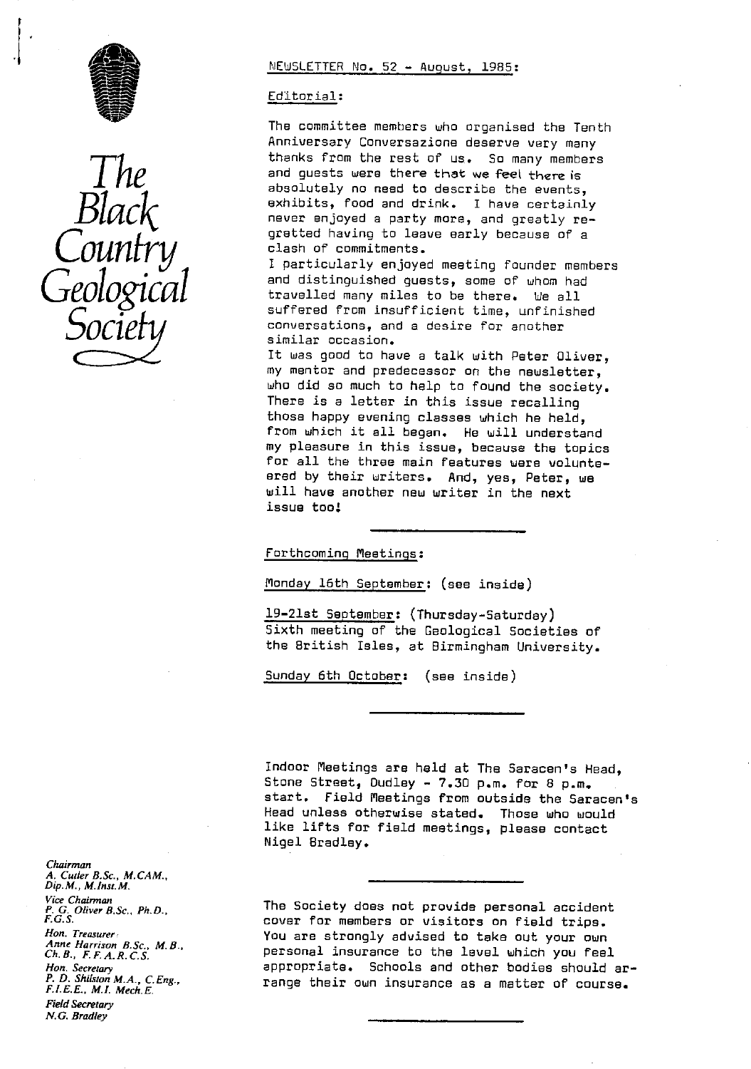# The Black Country Geological Society

## NEWSLETTER No. 52 - August, 1985:

### Editorial:

The committee members who organised the Tenth Anniversary Conversazione deserve very many thanks from the rest of us. So many members and guests were there that we feel there is absolutely no need to describe the events, exhibits, food and drink. I have certainly never enjoyed a party more, and greatly regretted having to leave early because of a clash of commitments.

I particularly enjoyed meeting founder members and distinguished guests, some of whom had travelled many miles to be there. We all suffered from insufficient time, unfinished conversations, and a desire for another similar occasion.

It was good to have a talk with Peter Oliver, my mentor and predecessor on the newsletter, who did so much to help to found the society. There is a letter in this issue recalling those happy evening classes which he held, from which it all began. He will understand my pleasure in this issue, because the topics for all the three main features were volunteered by their writers. And, yes, Peter, we will have another new writer in the next issue too!

---

### Forthcoming Meetings:

Monday 16th September: (see inside)

19-21st September: (Thursday-Saturday) Sixth meeting of the Geological Societies of the British Isles, at Birmingham University.

Sunday 6th October: (see inside)

---

Indoor Meetings are held at The Saracen's Head, Stone Street, Dudley - 7.30 p.m. for 8 p.m. start. Field Meetings from outside the Saracen's Head unless otherwise stated. Those who would like lifts for field meetings, please contact Nigel Bradley.

---

The Society does not provide personal accident cover for members or visitors on field trips. You are strongly advised to take out your own personal insurance to the level which you feel appropriate. Schools and other bodies should arrange their own insurance as a matter of course.

---

*Chairman*
*A. Cutler B.Sc., M.CAM., Dip.M., M.Inst.M.*

*Vice Chairman*
*P. G. Oliver B.Sc., Ph.D., F.G.S.*

*Hon. Treasurer*
*Anne Harrison B.Sc., M.B., Ch.B., F.F.A.R.C.S.*

*Hon. Secretary*
*P. D. Shilston M.A., C.Eng., F.I.E.E., M.I. Mech.E.*

*Field Secretary*
*N.G. Bradley*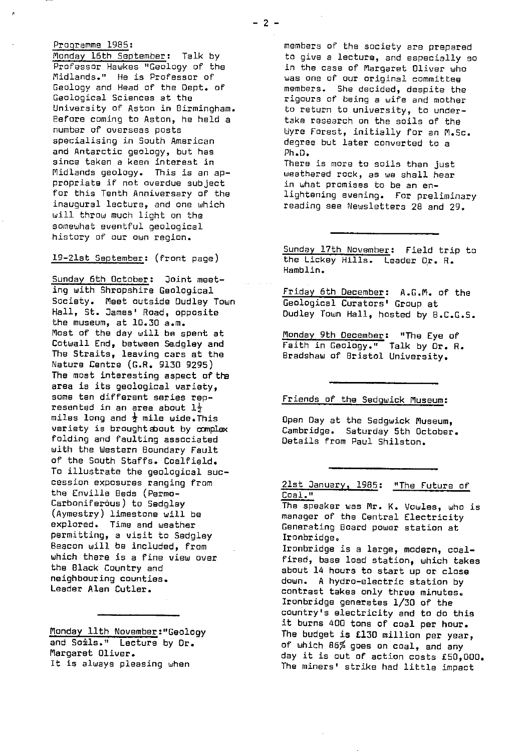Programme 1985:

Monday 16th September: Talk by Professor Hawkes "Geology of the Midlands." He is Professor of Geology and Head of the Dept. of Geological Sciences at the University of Aston in Birmingham. Before coming to Aston, he held a number of overseas posts specialising in South American and Antarctic geology, but has since taken a keen interest in Midlands geology. This is an appropriate if not overdue subject for this Tenth Anniversary of the inaugural lecture, and one which will throw much light on the somewhat eventful geological history of our own region.

19-21st September: (front page)

Sunday 6th October: Joint meeting with Shropshire Geological Society. Meet outside Dudley Town Hall, St. James' Road, opposite the museum, at 10.30 a.m. Most of the day will be spent at Cotwall End, between Sedgley and The Straits, leaving cars at the Nature Centre (G.R. 9130 9295) The most interesting aspect of the area is its geological variety, some ten different series represented in an area about 1½ miles long and ½ mile wide. This variety is brought about by complex folding and faulting associated with the Western Boundary Fault of the South Staffs. Coalfield. To illustrate the geological succession exposures ranging from the Enville Beds (Permo-Carboniferous) to Sedgley (Aymestry) limestone will be explored. Time and weather permitting, a visit to Sedgley Beacon will be included, from which there is a fine view over the Black Country and neighbouring counties. Leader Alan Cutler.

---

Monday 11th November: "Geology and Soils." Lecture by Dr. Margaret Oliver.
It is always pleasing when members of the society are prepared to give a lecture, and especially so in the case of Margaret Oliver who was one of our original committee members. She decided, despite the rigours of being a wife and mother to return to university, to undertake research on the soils of the Wyre Forest, initially for an M.Sc. degree but later converted to a Ph.D.
There is more to soils than just weathered rock, as we shall hear in what promises to be an enlightening evening. For preliminary reading see Newsletters 28 and 29.

---

Sunday 17th November: Field trip to the Lickey Hills. Leader Dr. R. Hamblin.

Friday 6th December: A.G.M. of the Geological Curators' Group at Dudley Town Hall, hosted by B.C.G.S.

Monday 9th December: "The Eye of Faith in Geology." Talk by Dr. R. Bradshaw of Bristol University.

---

Friends of the Sedgwick Museum:

Open Day at the Sedgwick Museum, Cambridge. Saturday 5th October. Details from Paul Shilston.

---

21st January, 1985: "The Future of Coal."
The speaker was Mr. K. Vowles, who is manager of the Central Electricity Generating Board power station at Ironbridge.
Ironbridge is a large, modern, coal-fired, base load station, which takes about 14 hours to start up or close down. A hydro-electric station by contrast takes only three minutes. Ironbridge generates 1/30 of the country's electricity and to do this it burns 400 tons of coal per hour. The budget is £130 million per year, of which 86% goes on coal, and any day it is out of action costs £50,000. The miners' strike had little impact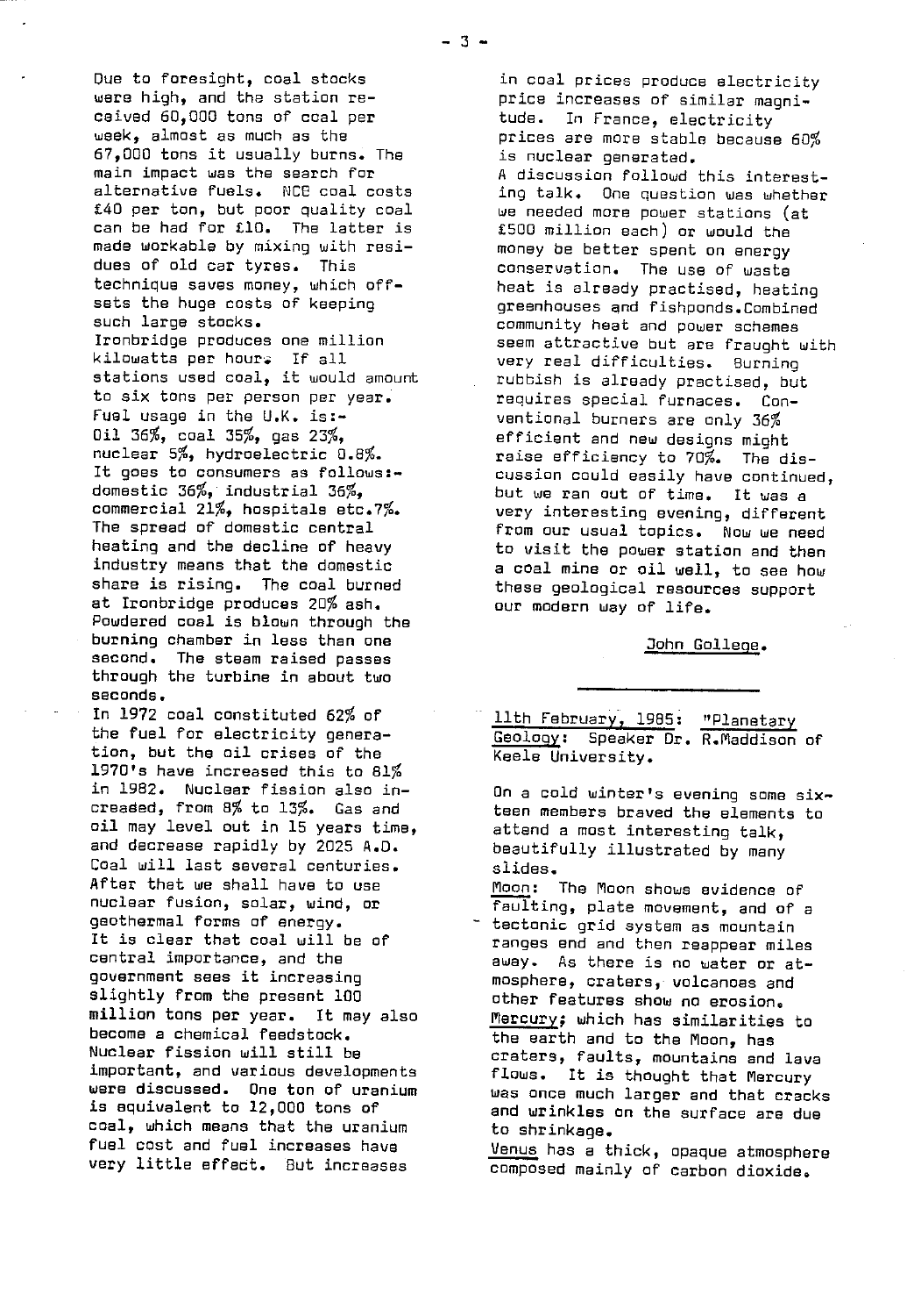Due to foresight, coal stocks were high, and the station received 60,000 tons of coal per week, almost as much as the 67,000 tons it usually burns. The main impact was the search for alternative fuels. NCB coal costs £40 per ton, but poor quality coal can be had for £10. The latter is made workable by mixing with residues of old car tyres. This technique saves money, which offsets the huge costs of keeping such large stocks.

Ironbridge produces one million kilowatts per hour. If all stations used coal, it would amount to six tons per person per year.

Fuel usage in the U.K. is:-
Oil 36%, coal 35%, gas 23%, nuclear 5%, hydroelectric 0.8%.

It goes to consumers as follows:-
domestic 36%, industrial 36%, commercial 21%, hospitals etc.7%.

The spread of domestic central heating and the decline of heavy industry means that the domestic share is rising. The coal burned at Ironbridge produces 20% ash. Powdered coal is blown through the burning chamber in less than one second. The steam raised passes through the turbine in about two seconds.

In 1972 coal constituted 62% of the fuel for electricity generation, but the oil crises of the 1970's have increased this to 81% in 1982. Nuclear fission also increased, from 8% to 13%. Gas and oil may level out in 15 years time, and decrease rapidly by 2025 A.D. Coal will last several centuries. After that we shall have to use nuclear fusion, solar, wind, or geothermal forms of energy.

It is clear that coal will be of central importance, and the government sees it increasing slightly from the present 100 million tons per year. It may also become a chemical feedstock.

Nuclear fission will still be important, and various developments were discussed. One ton of uranium is equivalent to 12,000 tons of coal, which means that the uranium fuel cost and fuel increases have very little effect. But increases in coal prices produce electricity price increases of similar magnitude. In France, electricity prices are more stable because 60% is nuclear generated.

A discussion followd this interesting talk. One question was whether we needed more power stations (at £500 million each) or would the money be better spent on energy conservation. The use of waste heat is already practised, heating greenhouses and fishponds.Combined community heat and power schemes seem attractive but are fraught with very real difficulties. Burning rubbish is already practised, but requires special furnaces. Conventional burners are only 36% efficient and new designs might raise efficiency to 70%. The discussion could easily have continued, but we ran out of time. It was a very interesting evening, different from our usual topics. Now we need to visit the power station and then a coal mine or oil well, to see how these geological resources support our modern way of life.

John Gollege.

---

11th February, 1985: "Planetary Geology: Speaker Dr. R.Maddison of Keele University.

On a cold winter's evening some sixteen members braved the elements to attend a most interesting talk, beautifully illustrated by many slides.

Moon: The Moon shows evidence of faulting, plate movement, and of a tectonic grid system as mountain ranges end and then reappear miles away. As there is no water or atmosphere, craters, volcanoes and other features show no erosion.

Mercury; which has similarities to the earth and to the Moon, has craters, faults, mountains and lava flows. It is thought that Mercury was once much larger and that cracks and wrinkles on the surface are due to shrinkage.

Venus has a thick, opaque atmosphere composed mainly of carbon dioxide.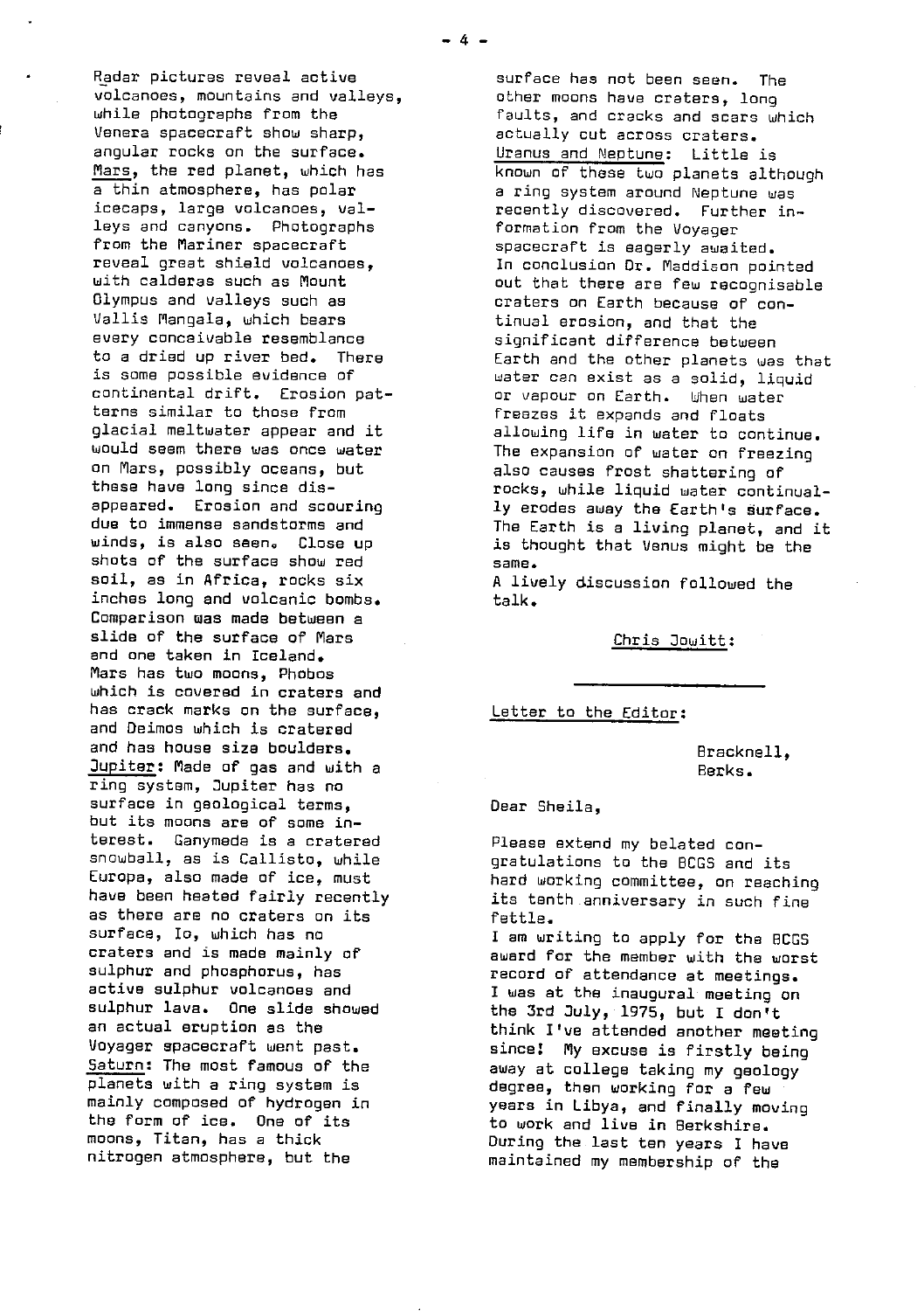Radar pictures reveal active volcanoes, mountains and valleys, while photographs from the Venera spacecraft show sharp, angular rocks on the surface. Mars, the red planet, which has a thin atmosphere, has polar icecaps, large volcanoes, valleys and canyons. Photographs from the Mariner spacecraft reveal great shield volcanoes, with calderas such as Mount Olympus and valleys such as Vallis Mangala, which bears every conceivable resemblance to a dried up river bed. There is some possible evidence of continental drift. Erosion patterns similar to those from glacial meltwater appear and it would seem there was once water on Mars, possibly oceans, but these have long since disappeared. Erosion and scouring due to immense sandstorms and winds, is also seen. Close up shots of the surface show red soil, as in Africa, rocks six inches long and volcanic bombs. Comparison was made between a slide of the surface of Mars and one taken in Iceland. Mars has two moons, Phobos which is covered in craters and has crack marks on the surface, and Deimos which is cratered and has house size boulders.

Jupiter: Made of gas and with a ring system, Jupiter has no surface in geological terms, but its moons are of some interest. Ganymede is a cratered snowball, as is Callisto, while Europa, also made of ice, must have been heated fairly recently as there are no craters on its surface, Io, which has no craters and is made mainly of sulphur and phosphorus, has active sulphur volcanoes and sulphur lava. One slide showed an actual eruption as the Voyager spacecraft went past.

Saturn: The most famous of the planets with a ring system is mainly composed of hydrogen in the form of ice. One of its moons, Titan, has a thick nitrogen atmosphere, but the surface has not been seen. The other moons have craters, long faults, and cracks and scars which actually cut across craters.

Uranus and Neptune: Little is known of these two planets although a ring system around Neptune was recently discovered. Further information from the Voyager spacecraft is eagerly awaited.

In conclusion Dr. Maddison pointed out that there are few recognisable craters on Earth because of continual erosion, and that the significant difference between Earth and the other planets was that water can exist as a solid, liquid or vapour on Earth. When water freezes it expands and floats allowing life in water to continue. The expansion of water on freezing also causes frost shattering of rocks, while liquid water continually erodes away the Earth's surface. The Earth is a living planet, and it is thought that Venus might be the same.

A lively discussion followed the talk.

Chris Jowitt:

---

Letter to the Editor:

Bracknell,
Berks.

Dear Sheila,

Please extend my belated congratulations to the BCGS and its hard working committee, on reaching its tenth anniversary in such fine fettle.

I am writing to apply for the BCGS award for the member with the worst record of attendance at meetings. I was at the inaugural meeting on the 3rd July, 1975, but I don't think I've attended another meeting since! My excuse is firstly being away at college taking my geology degree, then working for a few years in Libya, and finally moving to work and live in Berkshire. During the last ten years I have maintained my membership of the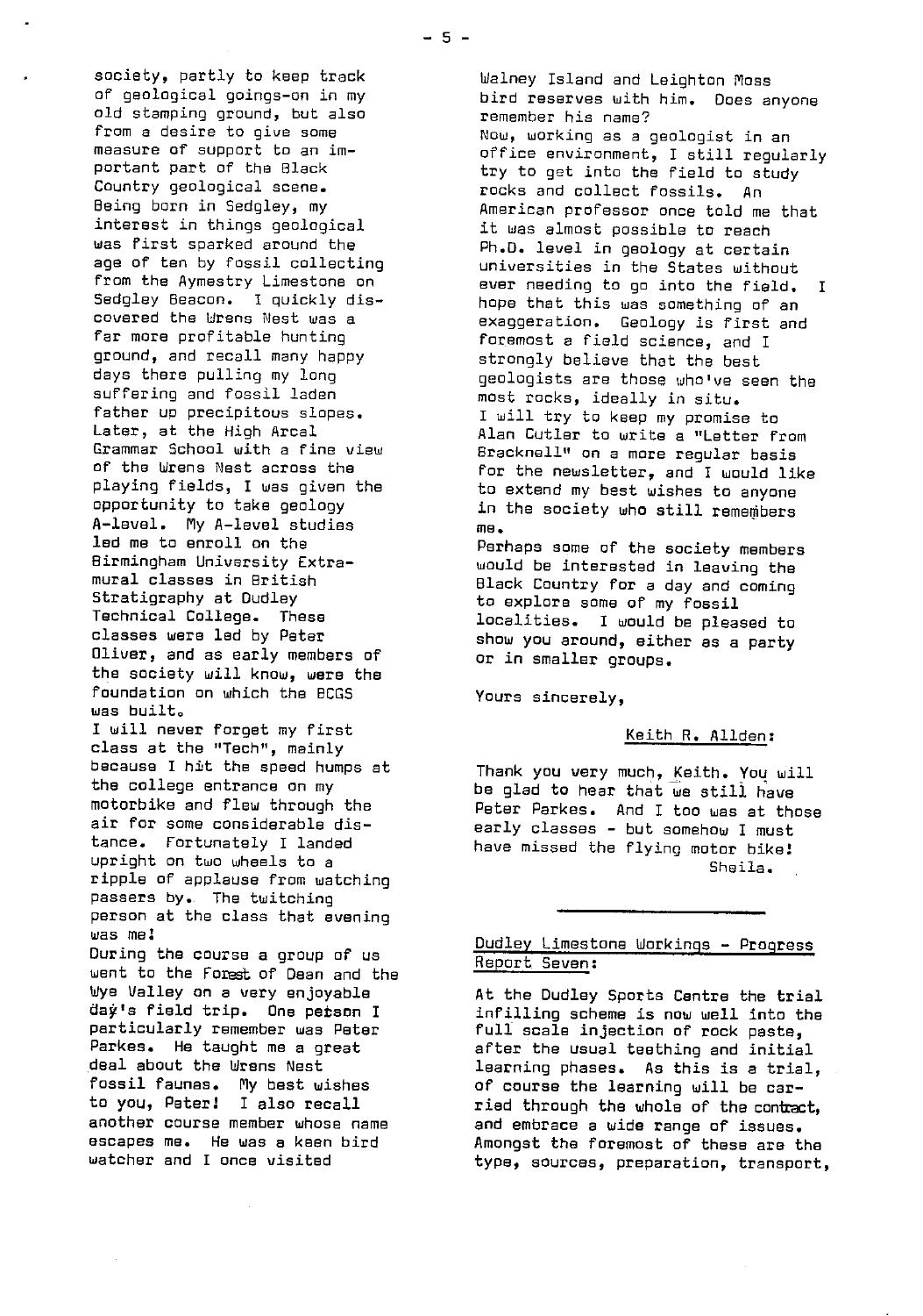society, partly to keep track of geological goings-on in my old stamping ground, but also from a desire to give some measure of support to an important part of the Black Country geological scene.

Being born in Sedgley, my interest in things geological was first sparked around the age of ten by fossil collecting from the Aymestry Limestone on Sedgley Beacon. I quickly discovered the Wrens Nest was a far more profitable hunting ground, and recall many happy days there pulling my long suffering and fossil laden father up precipitous slopes.

Later, at the High Arcal Grammar School with a fine view of the Wrens Nest across the playing fields, I was given the opportunity to take geology A-level. My A-level studies led me to enroll on the Birmingham University Extra-mural classes in British Stratigraphy at Dudley Technical College. These classes were led by Peter Oliver, and as early members of the society will know, were the foundation on which the BCGS was built.

I will never forget my first class at the "Tech", mainly because I hit the speed humps at the college entrance on my motorbike and flew through the air for some considerable distance. Fortunately I landed upright on two wheels to a ripple of applause from watching passers by. The twitching person at the class that evening was me!

During the course a group of us went to the Forest of Dean and the Wye Valley on a very enjoyable day's field trip. One person I particularly remember was Peter Parkes. He taught me a great deal about the Wrens Nest fossil faunas. My best wishes to you, Peter! I also recall another course member whose name escapes me. He was a keen bird watcher and I once visited Walney Island and Leighton Moss bird reserves with him. Does anyone remember his name?

Now, working as a geologist in an office environment, I still regularly try to get into the field to study rocks and collect fossils. An American professor once told me that it was almost possible to reach Ph.D. level in geology at certain universities in the States without ever needing to go into the field. I hope that this was something of an exaggeration. Geology is first and foremost a field science, and I strongly believe that the best geologists are those who've seen the most rocks, ideally in situ.

I will try to keep my promise to Alan Cutler to write a "Letter from Bracknell" on a more regular basis for the newsletter, and I would like to extend my best wishes to anyone in the society who still remembers me.

Perhaps some of the society members would be interested in leaving the Black Country for a day and coming to explore some of my fossil localities. I would be pleased to show you around, either as a party or in smaller groups.

Yours sincerely,

Keith R. Allden:

Thank you very much, Keith. You will be glad to hear that we still have Peter Parkes. And I too was at those early classes - but somehow I must have missed the flying motor bike!

Sheila.

---

## Dudley Limestone Workings - Progress Report Seven:

At the Dudley Sports Centre the trial infilling scheme is now well into the full scale injection of rock paste, after the usual teething and initial learning phases. As this is a trial, of course the learning will be carried through the whole of the contract, and embrace a wide range of issues. Amongst the foremost of these are the type, sources, preparation, transport,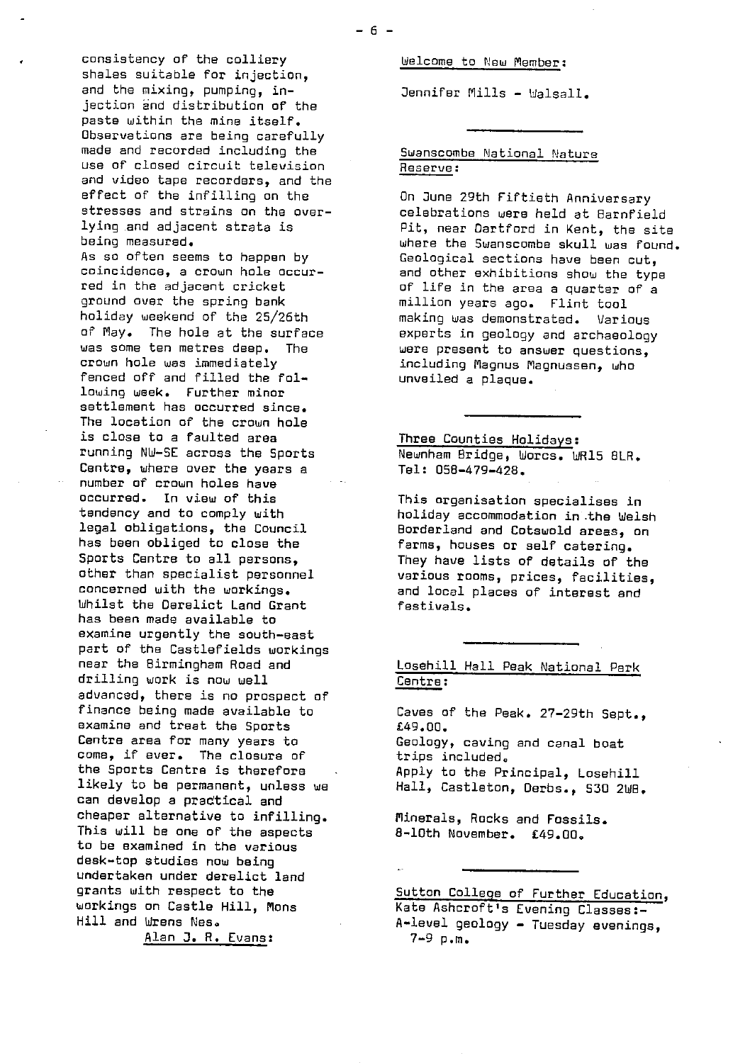consistency of the colliery shales suitable for injection, and the mixing, pumping, injection and distribution of the paste within the mine itself. Observations are being carefully made and recorded including the use of closed circuit television and video tape recorders, and the effect of the infilling on the stresses and strains on the overlying and adjacent strata is being measured.

As so often seems to happen by coincidence, a crown hole occurred in the adjacent cricket ground over the spring bank holiday weekend of the 25/26th of May. The hole at the surface was some ten metres deep. The crown hole was immediately fenced off and filled the following week. Further minor settlement has occurred since. The location of the crown hole is close to a faulted area running NW-SE across the Sports Centre, where over the years a number of crown holes have occurred. In view of this tendency and to comply with legal obligations, the Council has been obliged to close the Sports Centre to all persons, other than specialist personnel concerned with the workings. Whilst the Derelict Land Grant has been made available to examine urgently the south-east part of the Castlefields workings near the Birmingham Road and drilling work is now well advanced, there is no prospect of finance being made available to examine and treat the Sports Centre area for many years to come, if ever. The closure of the Sports Centre is therefore likely to be permanent, unless we can develop a practical and cheaper alternative to infilling. This will be one of the aspects to be examined in the various desk-top studies now being undertaken under derelict land grants with respect to the workings on Castle Hill, Mons Hill and Wrens Nes.

Alan J. R. Evans:

---

Welcome to New Member:

Jennifer Mills - Walsall.

---

Swanscombe National Nature Reserve:

On June 29th Fiftieth Anniversary celebrations were held at Barnfield Pit, near Dartford in Kent, the site where the Swanscombe skull was found. Geological sections have been cut, and other exhibitions show the type of life in the area a quarter of a million years ago. Flint tool making was demonstrated. Various experts in geology and archaeology were present to answer questions, including Magnus Magnussen, who unveiled a plaque.

---

Three Counties Holidays:
Newnham Bridge, Worcs. WR15 8LR.
Tel: 058-479-428.

This organisation specialises in holiday accommodation in the Welsh Borderland and Cotswold areas, on farms, houses or self catering. They have lists of details of the various rooms, prices, facilities, and local places of interest and festivals.

---

Losehill Hall Peak National Park Centre:

Caves of the Peak. 27-29th Sept., £49.00.
Geology, caving and canal boat trips included.
Apply to the Principal, Losehill Hall, Castleton, Derbs., S30 2WB.

Minerals, Rocks and Fossils.
8-10th November. £49.00.

---

Sutton College of Further Education, Kate Ashcroft's Evening Classes:-
A-level geology - Tuesday evenings, 7-9 p.m.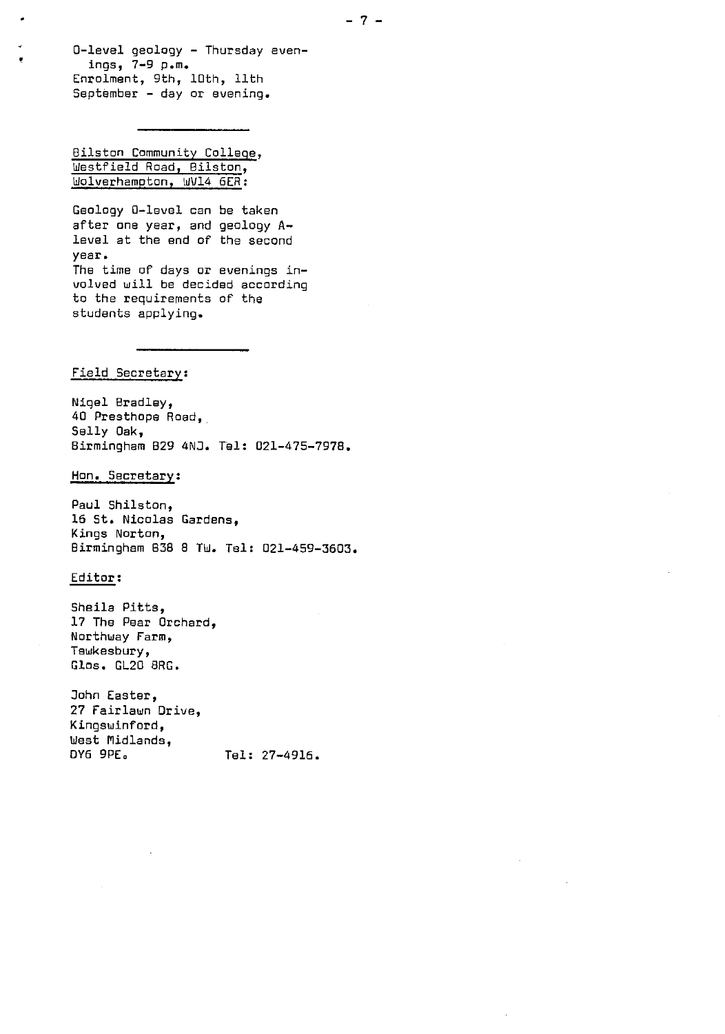O-level geology - Thursday evenings, 7-9 p.m.
Enrolment, 9th, 10th, 11th September - day or evening.

---

Bilston Community College,
Westfield Road, Bilston,
Wolverhampton, WV14 6ER:

Geology O-level can be taken after one year, and geology A-level at the end of the second year.
The time of days or evenings involved will be decided according to the requirements of the students applying.

---

Field Secretary:

Nigel Bradley,
40 Presthope Road,
Selly Oak,
Birmingham B29 4NJ. Tel: 021-475-7978.

Hon. Secretary:

Paul Shilston,
16 St. Nicolas Gardens,
Kings Norton,
Birmingham B38 8 TW. Tel: 021-459-3603.

Editor:

Sheila Pitts,
17 The Pear Orchard,
Northway Farm,
Tewkesbury,
Glos. GL20 8RG.

John Easter,
27 Fairlawn Drive,
Kingswinford,
West Midlands,
DY6 9PE. Tel: 27-4916.